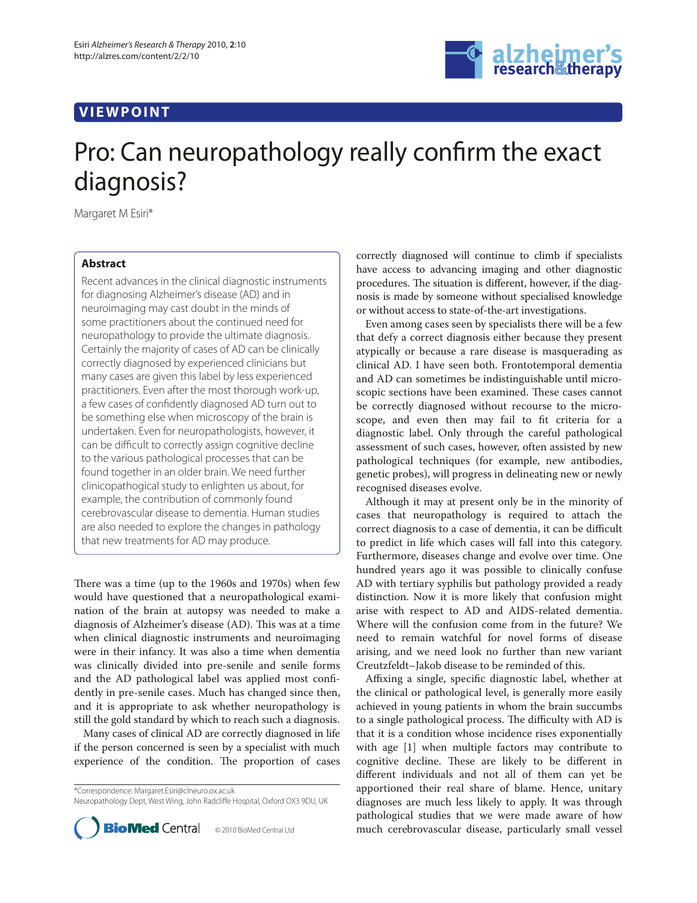VIEWPOINT

# Pro: Can neuropathology really confirm the exact diagnosis?

Margaret M Esiri*

## Abstract

Recent advances in the clinical diagnostic instruments for diagnosing Alzheimer's disease (AD) and in neuroimaging may cast doubt in the minds of some practitioners about the continued need for neuropathology to provide the ultimate diagnosis. Certainly the majority of cases of AD can be clinically correctly diagnosed by experienced clinicians but many cases are given this label by less experienced practitioners. Even after the most thorough work-up, a few cases of confidently diagnosed AD turn out to be something else when microscopy of the brain is undertaken. Even for neuropathologists, however, it can be difficult to correctly assign cognitive decline to the various pathological processes that can be found together in an older brain. We need further clinicopathological study to enlighten us about, for example, the contribution of commonly found cerebrovascular disease to dementia. Human studies are also needed to explore the changes in pathology that new treatments for AD may produce.

There was a time (up to the 1960s and 1970s) when few would have questioned that a neuropathological examination of the brain at autopsy was needed to make a diagnosis of Alzheimer's disease (AD). This was at a time when clinical diagnostic instruments and neuroimaging were in their infancy. It was also a time when dementia was clinically divided into pre-senile and senile forms and the AD pathological label was applied most confidently in pre-senile cases. Much has changed since then, and it is appropriate to ask whether neuropathology is still the gold standard by which to reach such a diagnosis.

Many cases of clinical AD are correctly diagnosed in life if the person concerned is seen by a specialist with much experience of the condition. The proportion of cases correctly diagnosed will continue to climb if specialists have access to advancing imaging and other diagnostic procedures. The situation is different, however, if the diagnosis is made by someone without specialised knowledge or without access to state-of-the-art investigations.

Even among cases seen by specialists there will be a few that defy a correct diagnosis either because they present atypically or because a rare disease is masquerading as clinical AD. I have seen both. Frontotemporal dementia and AD can sometimes be indistinguishable until microscopic sections have been examined. These cases cannot be correctly diagnosed without recourse to the microscope, and even then may fail to fit criteria for a diagnostic label. Only through the careful pathological assessment of such cases, however, often assisted by new pathological techniques (for example, new antibodies, genetic probes), will progress in delineating new or newly recognised diseases evolve.

Although it may at present only be in the minority of cases that neuropathology is required to attach the correct diagnosis to a case of dementia, it can be difficult to predict in life which cases will fall into this category. Furthermore, diseases change and evolve over time. One hundred years ago it was possible to clinically confuse AD with tertiary syphilis but pathology provided a ready distinction. Now it is more likely that confusion might arise with respect to AD and AIDS-related dementia. Where will the confusion come from in the future? We need to remain watchful for novel forms of disease arising, and we need look no further than new variant Creutzfeldt–Jakob disease to be reminded of this.

Affixing a single, specific diagnostic label, whether at the clinical or pathological level, is generally more easily achieved in young patients in whom the brain succumbs to a single pathological process. The difficulty with AD is that it is a condition whose incidence rises exponentially with age [1] when multiple factors may contribute to cognitive decline. These are likely to be different in different individuals and not all of them can yet be apportioned their real share of blame. Hence, unitary diagnoses are much less likely to apply. It was through pathological studies that we were made aware of how much cerebrovascular disease, particularly small vessel

*Correspondence: Margaret.Esiri@clneuro.ox.ac.uk
Neuropathology Dept, West Wing, John Radcliffe Hospital, Oxford OX3 9DU, UK

© 2010 BioMed Central Ltd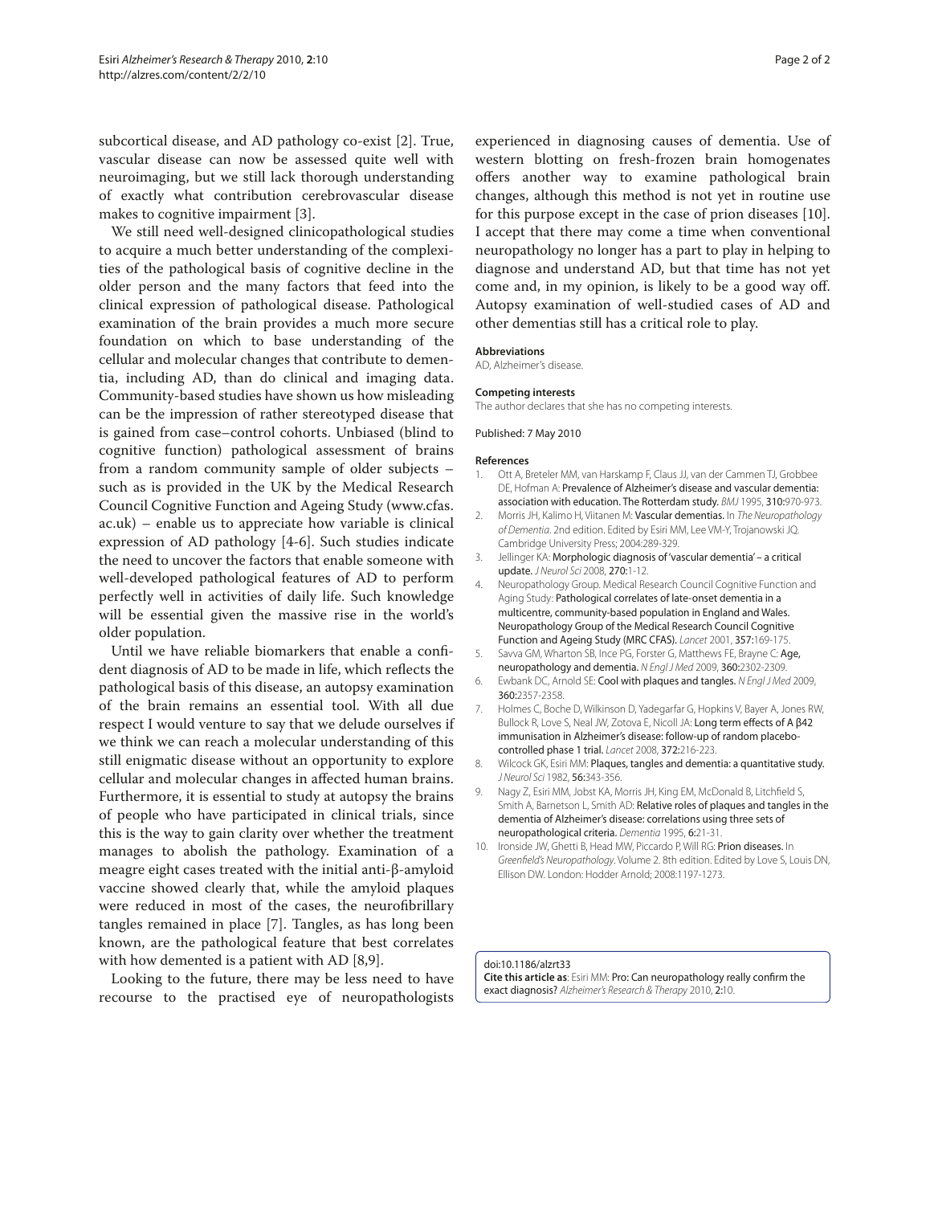subcortical disease, and AD pathology co-exist [2]. True, vascular disease can now be assessed quite well with neuroimaging, but we still lack thorough understanding of exactly what contribution cerebrovascular disease makes to cognitive impairment [3].

We still need well-designed clinicopathological studies to acquire a much better understanding of the complexities of the pathological basis of cognitive decline in the older person and the many factors that feed into the clinical expression of pathological disease. Pathological examination of the brain provides a much more secure foundation on which to base understanding of the cellular and molecular changes that contribute to dementia, including AD, than do clinical and imaging data. Community-based studies have shown us how misleading can be the impression of rather stereotyped disease that is gained from case–control cohorts. Unbiased (blind to cognitive function) pathological assessment of brains from a random community sample of older subjects – such as is provided in the UK by the Medical Research Council Cognitive Function and Ageing Study (www.cfas.ac.uk) – enable us to appreciate how variable is clinical expression of AD pathology [4-6]. Such studies indicate the need to uncover the factors that enable someone with well-developed pathological features of AD to perform perfectly well in activities of daily life. Such knowledge will be essential given the massive rise in the world's older population.

Until we have reliable biomarkers that enable a confident diagnosis of AD to be made in life, which reflects the pathological basis of this disease, an autopsy examination of the brain remains an essential tool. With all due respect I would venture to say that we delude ourselves if we think we can reach a molecular understanding of this still enigmatic disease without an opportunity to explore cellular and molecular changes in affected human brains. Furthermore, it is essential to study at autopsy the brains of people who have participated in clinical trials, since this is the way to gain clarity over whether the treatment manages to abolish the pathology. Examination of a meagre eight cases treated with the initial anti-β-amyloid vaccine showed clearly that, while the amyloid plaques were reduced in most of the cases, the neurofibrillary tangles remained in place [7]. Tangles, as has long been known, are the pathological feature that best correlates with how demented is a patient with AD [8,9].

Looking to the future, there may be less need to have recourse to the practised eye of neuropathologists experienced in diagnosing causes of dementia. Use of western blotting on fresh-frozen brain homogenates offers another way to examine pathological brain changes, although this method is not yet in routine use for this purpose except in the case of prion diseases [10]. I accept that there may come a time when conventional neuropathology no longer has a part to play in helping to diagnose and understand AD, but that time has not yet come and, in my opinion, is likely to be a good way off. Autopsy examination of well-studied cases of AD and other dementias still has a critical role to play.

#### Abbreviations

AD, Alzheimer's disease.

#### Competing interests

The author declares that she has no competing interests.

Published: 7 May 2010

#### References

1. Ott A, Breteler MM, van Harskamp F, Claus JJ, van der Cammen TJ, Grobbee DE, Hofman A: **Prevalence of Alzheimer's disease and vascular dementia: association with education. The Rotterdam study.** *BMJ* 1995, **310:**970-973.
2. Morris JH, Kalimo H, Viitanen M: **Vascular dementias.** In *The Neuropathology of Dementia*. 2nd edition. Edited by Esiri MM, Lee VM-Y, Trojanowski JQ. Cambridge University Press; 2004:289-329.
3. Jellinger KA: **Morphologic diagnosis of 'vascular dementia' – a critical update.** *J Neurol Sci* 2008, **270:**1-12.
4. Neuropathology Group. Medical Research Council Cognitive Function and Aging Study: **Pathological correlates of late-onset dementia in a multicentre, community-based population in England and Wales. Neuropathology Group of the Medical Research Council Cognitive Function and Ageing Study (MRC CFAS).** *Lancet* 2001, **357:**169-175.
5. Savva GM, Wharton SB, Ince PG, Forster G, Matthews FE, Brayne C: **Age, neuropathology and dementia.** *N Engl J Med* 2009, **360:**2302-2309.
6. Ewbank DC, Arnold SE: **Cool with plaques and tangles.** *N Engl J Med* 2009, **360:**2357-2358.
7. Holmes C, Boche D, Wilkinson D, Yadegarfar G, Hopkins V, Bayer A, Jones RW, Bullock R, Love S, Neal JW, Zotova E, Nicoll JA: **Long term effects of A β42 immunisation in Alzheimer's disease: follow-up of random placebo-controlled phase 1 trial.** *Lancet* 2008, **372:**216-223.
8. Wilcock GK, Esiri MM: **Plaques, tangles and dementia: a quantitative study.** *J Neurol Sci* 1982, **56:**343-356.
9. Nagy Z, Esiri MM, Jobst KA, Morris JH, King EM, McDonald B, Litchfield S, Smith A, Barnetson L, Smith AD: **Relative roles of plaques and tangles in the dementia of Alzheimer's disease: correlations using three sets of neuropathological criteria.** *Dementia* 1995, **6:**21-31.
10. Ironside JW, Ghetti B, Head MW, Piccardo P, Will RG: **Prion diseases.** In *Greenfield's Neuropathology*. Volume 2. 8th edition. Edited by Love S, Louis DN, Ellison DW. London: Hodder Arnold; 2008:1197-1273.

doi:10.1186/alzrt33

**Cite this article as**: Esiri MM: Pro: Can neuropathology really confirm the exact diagnosis? *Alzheimer's Research & Therapy* 2010, **2:**10.